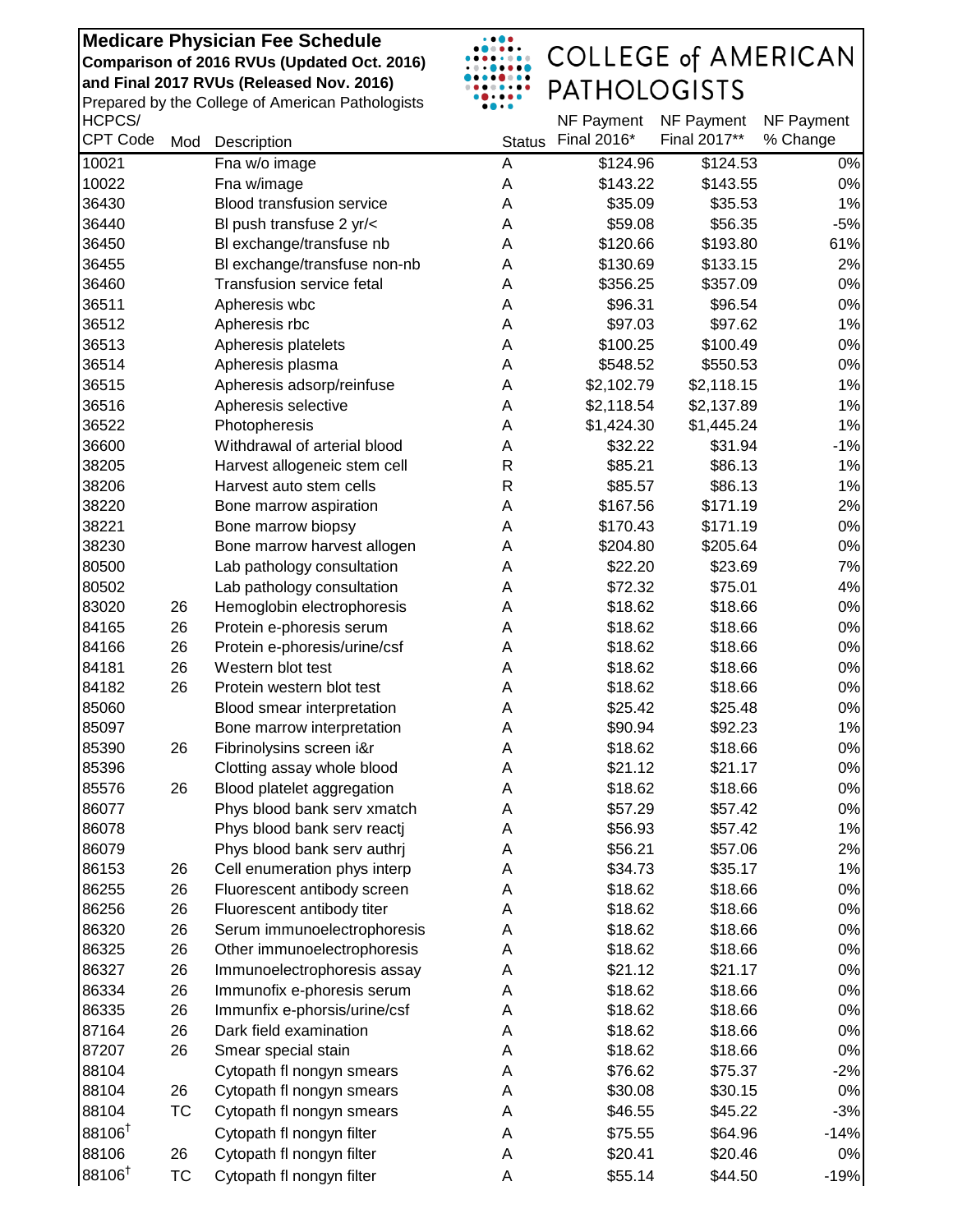**Medicare Physician Fee Schedule**
**Comparison of 2016 RVUs (Updated Oct. 2016) and Final 2017 RVUs (Released Nov. 2016)**
Prepared by the College of American Pathologists

COLLEGE of AMERICAN PATHOLOGISTS

| HCPCS/ CPT Code | Mod | Description | Status | NF Payment Final 2016* | NF Payment Final 2017** | NF Payment % Change |
|---|---|---|---|---|---|---|
| 10021 | | Fna w/o image | A | $124.96 | $124.53 | 0% |
| 10022 | | Fna w/image | A | $143.22 | $143.55 | 0% |
| 36430 | | Blood transfusion service | A | $35.09 | $35.53 | 1% |
| 36440 | | Bl push transfuse 2 yr/< | A | $59.08 | $56.35 | -5% |
| 36450 | | Bl exchange/transfuse nb | A | $120.66 | $193.80 | 61% |
| 36455 | | Bl exchange/transfuse non-nb | A | $130.69 | $133.15 | 2% |
| 36460 | | Transfusion service fetal | A | $356.25 | $357.09 | 0% |
| 36511 | | Apheresis wbc | A | $96.31 | $96.54 | 0% |
| 36512 | | Apheresis rbc | A | $97.03 | $97.62 | 1% |
| 36513 | | Apheresis platelets | A | $100.25 | $100.49 | 0% |
| 36514 | | Apheresis plasma | A | $548.52 | $550.53 | 0% |
| 36515 | | Apheresis adsorp/reinfuse | A | $2,102.79 | $2,118.15 | 1% |
| 36516 | | Apheresis selective | A | $2,118.54 | $2,137.89 | 1% |
| 36522 | | Photopheresis | A | $1,424.30 | $1,445.24 | 1% |
| 36600 | | Withdrawal of arterial blood | A | $32.22 | $31.94 | -1% |
| 38205 | | Harvest allogeneic stem cell | R | $85.21 | $86.13 | 1% |
| 38206 | | Harvest auto stem cells | R | $85.57 | $86.13 | 1% |
| 38220 | | Bone marrow aspiration | A | $167.56 | $171.19 | 2% |
| 38221 | | Bone marrow biopsy | A | $170.43 | $171.19 | 0% |
| 38230 | | Bone marrow harvest allogen | A | $204.80 | $205.64 | 0% |
| 80500 | | Lab pathology consultation | A | $22.20 | $23.69 | 7% |
| 80502 | | Lab pathology consultation | A | $72.32 | $75.01 | 4% |
| 83020 | 26 | Hemoglobin electrophoresis | A | $18.62 | $18.66 | 0% |
| 84165 | 26 | Protein e-phoresis serum | A | $18.62 | $18.66 | 0% |
| 84166 | 26 | Protein e-phoresis/urine/csf | A | $18.62 | $18.66 | 0% |
| 84181 | 26 | Western blot test | A | $18.62 | $18.66 | 0% |
| 84182 | 26 | Protein western blot test | A | $18.62 | $18.66 | 0% |
| 85060 | | Blood smear interpretation | A | $25.42 | $25.48 | 0% |
| 85097 | | Bone marrow interpretation | A | $90.94 | $92.23 | 1% |
| 85390 | 26 | Fibrinolysins screen i&r | A | $18.62 | $18.66 | 0% |
| 85396 | | Clotting assay whole blood | A | $21.12 | $21.17 | 0% |
| 85576 | 26 | Blood platelet aggregation | A | $18.62 | $18.66 | 0% |
| 86077 | | Phys blood bank serv xmatch | A | $57.29 | $57.42 | 0% |
| 86078 | | Phys blood bank serv reactj | A | $56.93 | $57.42 | 1% |
| 86079 | | Phys blood bank serv authrj | A | $56.21 | $57.06 | 2% |
| 86153 | 26 | Cell enumeration phys interp | A | $34.73 | $35.17 | 1% |
| 86255 | 26 | Fluorescent antibody screen | A | $18.62 | $18.66 | 0% |
| 86256 | 26 | Fluorescent antibody titer | A | $18.62 | $18.66 | 0% |
| 86320 | 26 | Serum immunoelectrophoresis | A | $18.62 | $18.66 | 0% |
| 86325 | 26 | Other immunoelectrophoresis | A | $18.62 | $18.66 | 0% |
| 86327 | 26 | Immunoelectrophoresis assay | A | $21.12 | $21.17 | 0% |
| 86334 | 26 | Immunofix e-phoresis serum | A | $18.62 | $18.66 | 0% |
| 86335 | 26 | Immunfix e-phorsis/urine/csf | A | $18.62 | $18.66 | 0% |
| 87164 | 26 | Dark field examination | A | $18.62 | $18.66 | 0% |
| 87207 | 26 | Smear special stain | A | $18.62 | $18.66 | 0% |
| 88104 | | Cytopath fl nongyn smears | A | $76.62 | $75.37 | -2% |
| 88104 | 26 | Cytopath fl nongyn smears | A | $30.08 | $30.15 | 0% |
| 88104 | TC | Cytopath fl nongyn smears | A | $46.55 | $45.22 | -3% |
| 88106† | | Cytopath fl nongyn filter | A | $75.55 | $64.96 | -14% |
| 88106 | 26 | Cytopath fl nongyn filter | A | $20.41 | $20.46 | 0% |
| 88106† | TC | Cytopath fl nongyn filter | A | $55.14 | $44.50 | -19% |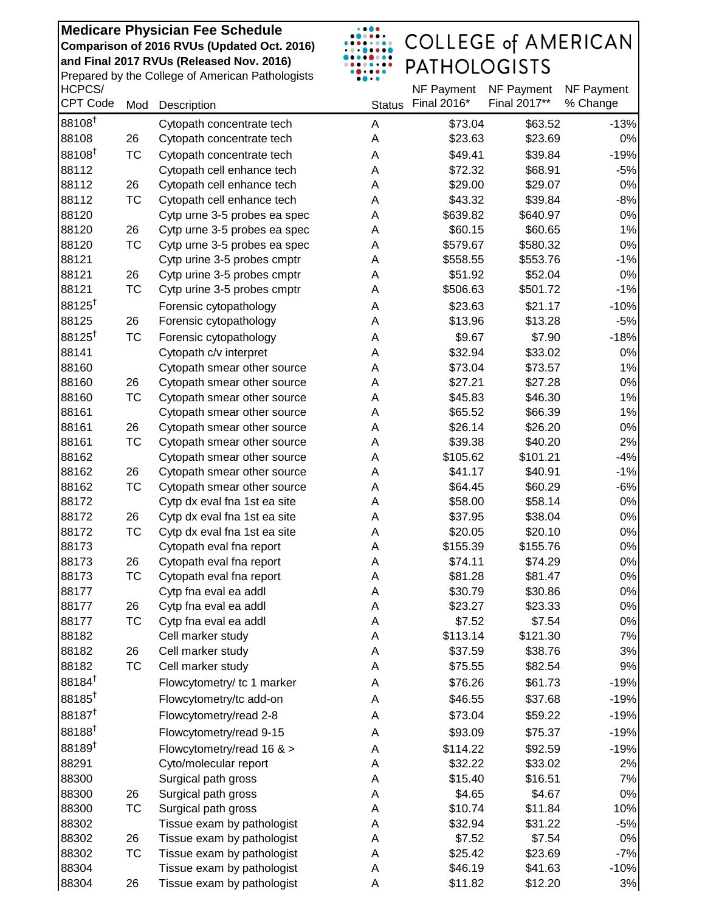**Medicare Physician Fee Schedule**
**Comparison of 2016 RVUs (Updated Oct. 2016) and Final 2017 RVUs (Released Nov. 2016)**
Prepared by the College of American Pathologists

COLLEGE of AMERICAN PATHOLOGISTS

| HCPCS/ CPT Code | Mod | Description | Status | NF Payment Final 2016* | NF Payment Final 2017** | NF Payment % Change |
|---|---|---|---|---|---|---|
| 88108† | | Cytopath concentrate tech | A | $73.04 | $63.52 | -13% |
| 88108 | 26 | Cytopath concentrate tech | A | $23.63 | $23.69 | 0% |
| 88108† | TC | Cytopath concentrate tech | A | $49.41 | $39.84 | -19% |
| 88112 | | Cytopath cell enhance tech | A | $72.32 | $68.91 | -5% |
| 88112 | 26 | Cytopath cell enhance tech | A | $29.00 | $29.07 | 0% |
| 88112 | TC | Cytopath cell enhance tech | A | $43.32 | $39.84 | -8% |
| 88120 | | Cytp urne 3-5 probes ea spec | A | $639.82 | $640.97 | 0% |
| 88120 | 26 | Cytp urne 3-5 probes ea spec | A | $60.15 | $60.65 | 1% |
| 88120 | TC | Cytp urne 3-5 probes ea spec | A | $579.67 | $580.32 | 0% |
| 88121 | | Cytp urine 3-5 probes cmptr | A | $558.55 | $553.76 | -1% |
| 88121 | 26 | Cytp urine 3-5 probes cmptr | A | $51.92 | $52.04 | 0% |
| 88121 | TC | Cytp urine 3-5 probes cmptr | A | $506.63 | $501.72 | -1% |
| 88125† | | Forensic cytopathology | A | $23.63 | $21.17 | -10% |
| 88125 | 26 | Forensic cytopathology | A | $13.96 | $13.28 | -5% |
| 88125† | TC | Forensic cytopathology | A | $9.67 | $7.90 | -18% |
| 88141 | | Cytopath c/v interpret | A | $32.94 | $33.02 | 0% |
| 88160 | | Cytopath smear other source | A | $73.04 | $73.57 | 1% |
| 88160 | 26 | Cytopath smear other source | A | $27.21 | $27.28 | 0% |
| 88160 | TC | Cytopath smear other source | A | $45.83 | $46.30 | 1% |
| 88161 | | Cytopath smear other source | A | $65.52 | $66.39 | 1% |
| 88161 | 26 | Cytopath smear other source | A | $26.14 | $26.20 | 0% |
| 88161 | TC | Cytopath smear other source | A | $39.38 | $40.20 | 2% |
| 88162 | | Cytopath smear other source | A | $105.62 | $101.21 | -4% |
| 88162 | 26 | Cytopath smear other source | A | $41.17 | $40.91 | -1% |
| 88162 | TC | Cytopath smear other source | A | $64.45 | $60.29 | -6% |
| 88172 | | Cytp dx eval fna 1st ea site | A | $58.00 | $58.14 | 0% |
| 88172 | 26 | Cytp dx eval fna 1st ea site | A | $37.95 | $38.04 | 0% |
| 88172 | TC | Cytp dx eval fna 1st ea site | A | $20.05 | $20.10 | 0% |
| 88173 | | Cytopath eval fna report | A | $155.39 | $155.76 | 0% |
| 88173 | 26 | Cytopath eval fna report | A | $74.11 | $74.29 | 0% |
| 88173 | TC | Cytopath eval fna report | A | $81.28 | $81.47 | 0% |
| 88177 | | Cytp fna eval ea addl | A | $30.79 | $30.86 | 0% |
| 88177 | 26 | Cytp fna eval ea addl | A | $23.27 | $23.33 | 0% |
| 88177 | TC | Cytp fna eval ea addl | A | $7.52 | $7.54 | 0% |
| 88182 | | Cell marker study | A | $113.14 | $121.30 | 7% |
| 88182 | 26 | Cell marker study | A | $37.59 | $38.76 | 3% |
| 88182 | TC | Cell marker study | A | $75.55 | $82.54 | 9% |
| 88184† | | Flowcytometry/ tc 1 marker | A | $76.26 | $61.73 | -19% |
| 88185† | | Flowcytometry/tc add-on | A | $46.55 | $37.68 | -19% |
| 88187† | | Flowcytometry/read 2-8 | A | $73.04 | $59.22 | -19% |
| 88188† | | Flowcytometry/read 9-15 | A | $93.09 | $75.37 | -19% |
| 88189† | | Flowcytometry/read 16 & > | A | $114.22 | $92.59 | -19% |
| 88291 | | Cyto/molecular report | A | $32.22 | $33.02 | 2% |
| 88300 | | Surgical path gross | A | $15.40 | $16.51 | 7% |
| 88300 | 26 | Surgical path gross | A | $4.65 | $4.67 | 0% |
| 88300 | TC | Surgical path gross | A | $10.74 | $11.84 | 10% |
| 88302 | | Tissue exam by pathologist | A | $32.94 | $31.22 | -5% |
| 88302 | 26 | Tissue exam by pathologist | A | $7.52 | $7.54 | 0% |
| 88302 | TC | Tissue exam by pathologist | A | $25.42 | $23.69 | -7% |
| 88304 | | Tissue exam by pathologist | A | $46.19 | $41.63 | -10% |
| 88304 | 26 | Tissue exam by pathologist | A | $11.82 | $12.20 | 3% |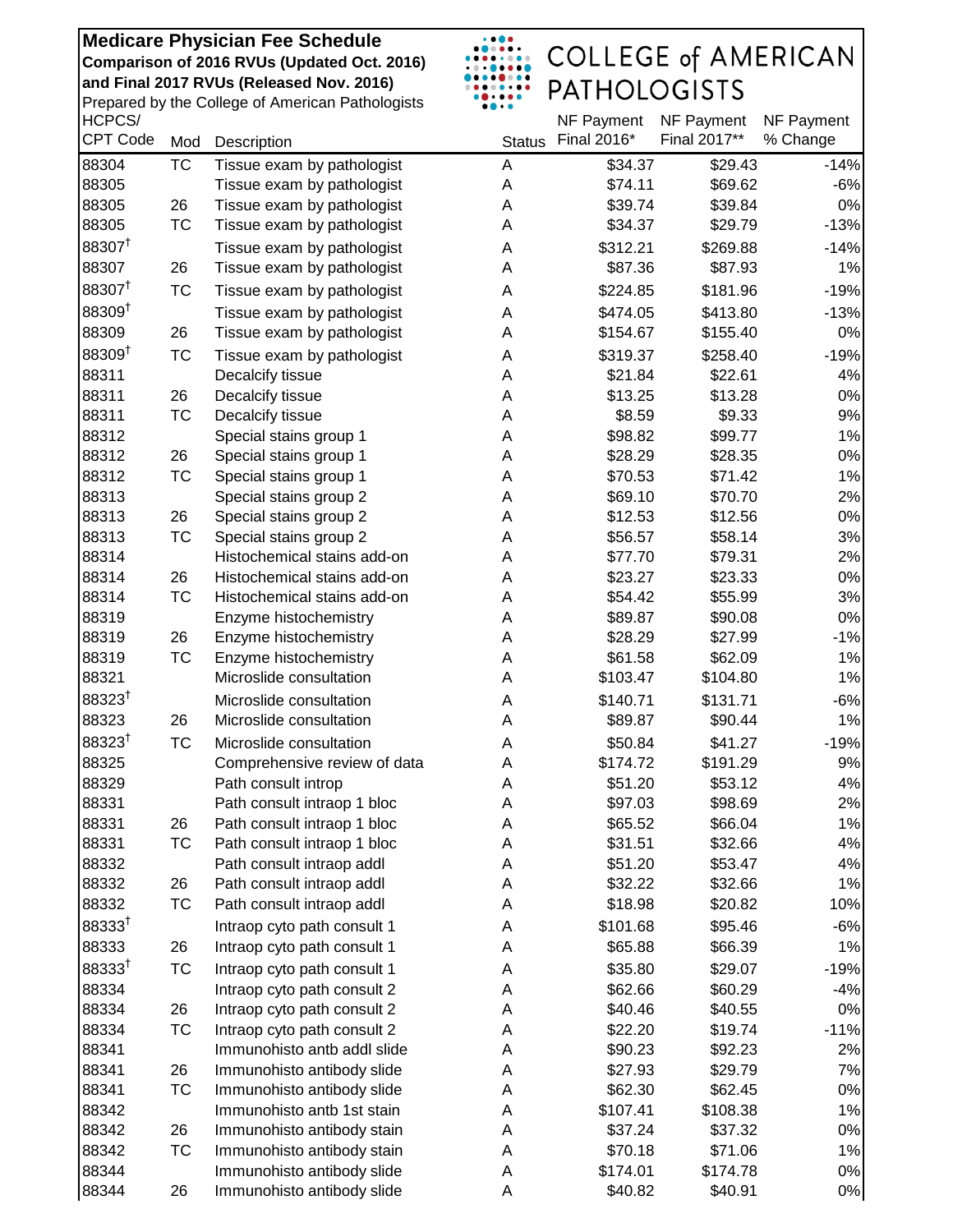**Medicare Physician Fee Schedule**
**Comparison of 2016 RVUs (Updated Oct. 2016) and Final 2017 RVUs (Released Nov. 2016)**
Prepared by the College of American Pathologists

COLLEGE of AMERICAN PATHOLOGISTS

| HCPCS/ CPT Code | Mod | Description | Status | NF Payment Final 2016* | NF Payment Final 2017** | NF Payment % Change |
|---|---|---|---|---|---|---|
| 88304 | TC | Tissue exam by pathologist | A | $34.37 | $29.43 | -14% |
| 88305 | | Tissue exam by pathologist | A | $74.11 | $69.62 | -6% |
| 88305 | 26 | Tissue exam by pathologist | A | $39.74 | $39.84 | 0% |
| 88305 | TC | Tissue exam by pathologist | A | $34.37 | $29.79 | -13% |
| 88307† | | Tissue exam by pathologist | A | $312.21 | $269.88 | -14% |
| 88307 | 26 | Tissue exam by pathologist | A | $87.36 | $87.93 | 1% |
| 88307† | TC | Tissue exam by pathologist | A | $224.85 | $181.96 | -19% |
| 88309† | | Tissue exam by pathologist | A | $474.05 | $413.80 | -13% |
| 88309 | 26 | Tissue exam by pathologist | A | $154.67 | $155.40 | 0% |
| 88309† | TC | Tissue exam by pathologist | A | $319.37 | $258.40 | -19% |
| 88311 | | Decalcify tissue | A | $21.84 | $22.61 | 4% |
| 88311 | 26 | Decalcify tissue | A | $13.25 | $13.28 | 0% |
| 88311 | TC | Decalcify tissue | A | $8.59 | $9.33 | 9% |
| 88312 | | Special stains group 1 | A | $98.82 | $99.77 | 1% |
| 88312 | 26 | Special stains group 1 | A | $28.29 | $28.35 | 0% |
| 88312 | TC | Special stains group 1 | A | $70.53 | $71.42 | 1% |
| 88313 | | Special stains group 2 | A | $69.10 | $70.70 | 2% |
| 88313 | 26 | Special stains group 2 | A | $12.53 | $12.56 | 0% |
| 88313 | TC | Special stains group 2 | A | $56.57 | $58.14 | 3% |
| 88314 | | Histochemical stains add-on | A | $77.70 | $79.31 | 2% |
| 88314 | 26 | Histochemical stains add-on | A | $23.27 | $23.33 | 0% |
| 88314 | TC | Histochemical stains add-on | A | $54.42 | $55.99 | 3% |
| 88319 | | Enzyme histochemistry | A | $89.87 | $90.08 | 0% |
| 88319 | 26 | Enzyme histochemistry | A | $28.29 | $27.99 | -1% |
| 88319 | TC | Enzyme histochemistry | A | $61.58 | $62.09 | 1% |
| 88321 | | Microslide consultation | A | $103.47 | $104.80 | 1% |
| 88323† | | Microslide consultation | A | $140.71 | $131.71 | -6% |
| 88323 | 26 | Microslide consultation | A | $89.87 | $90.44 | 1% |
| 88323† | TC | Microslide consultation | A | $50.84 | $41.27 | -19% |
| 88325 | | Comprehensive review of data | A | $174.72 | $191.29 | 9% |
| 88329 | | Path consult introp | A | $51.20 | $53.12 | 4% |
| 88331 | | Path consult intraop 1 bloc | A | $97.03 | $98.69 | 2% |
| 88331 | 26 | Path consult intraop 1 bloc | A | $65.52 | $66.04 | 1% |
| 88331 | TC | Path consult intraop 1 bloc | A | $31.51 | $32.66 | 4% |
| 88332 | | Path consult intraop addl | A | $51.20 | $53.47 | 4% |
| 88332 | 26 | Path consult intraop addl | A | $32.22 | $32.66 | 1% |
| 88332 | TC | Path consult intraop addl | A | $18.98 | $20.82 | 10% |
| 88333† | | Intraop cyto path consult 1 | A | $101.68 | $95.46 | -6% |
| 88333 | 26 | Intraop cyto path consult 1 | A | $65.88 | $66.39 | 1% |
| 88333† | TC | Intraop cyto path consult 1 | A | $35.80 | $29.07 | -19% |
| 88334 | | Intraop cyto path consult 2 | A | $62.66 | $60.29 | -4% |
| 88334 | 26 | Intraop cyto path consult 2 | A | $40.46 | $40.55 | 0% |
| 88334 | TC | Intraop cyto path consult 2 | A | $22.20 | $19.74 | -11% |
| 88341 | | Immunohisto antb addl slide | A | $90.23 | $92.23 | 2% |
| 88341 | 26 | Immunohisto antibody slide | A | $27.93 | $29.79 | 7% |
| 88341 | TC | Immunohisto antibody slide | A | $62.30 | $62.45 | 0% |
| 88342 | | Immunohisto antb 1st stain | A | $107.41 | $108.38 | 1% |
| 88342 | 26 | Immunohisto antibody stain | A | $37.24 | $37.32 | 0% |
| 88342 | TC | Immunohisto antibody stain | A | $70.18 | $71.06 | 1% |
| 88344 | | Immunohisto antibody slide | A | $174.01 | $174.78 | 0% |
| 88344 | 26 | Immunohisto antibody slide | A | $40.82 | $40.91 | 0% |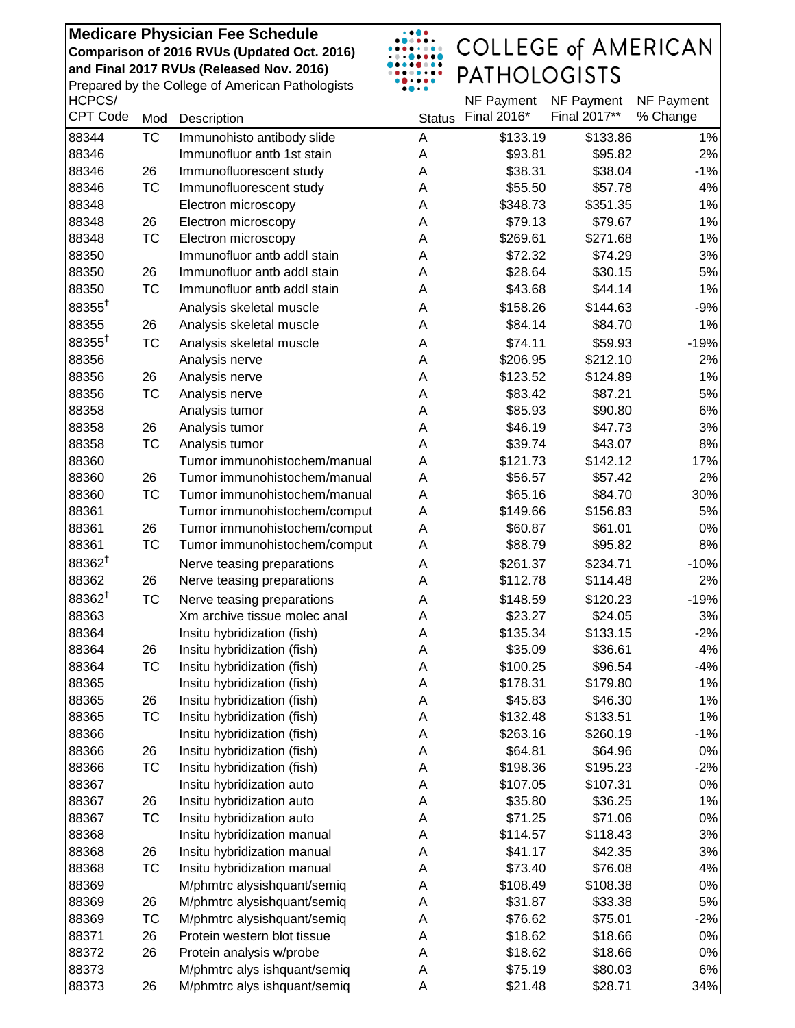**Medicare Physician Fee Schedule**
**Comparison of 2016 RVUs (Updated Oct. 2016)**
**and Final 2017 RVUs (Released Nov. 2016)**
Prepared by the College of American Pathologists

COLLEGE of AMERICAN PATHOLOGISTS

| HCPCS/ CPT Code | Mod | Description | Status | NF Payment Final 2016* | NF Payment Final 2017** | NF Payment % Change |
|---|---|---|---|---|---|---|
| 88344 | TC | Immunohisto antibody slide | A | $133.19 | $133.86 | 1% |
| 88346 | | Immunofluor antb 1st stain | A | $93.81 | $95.82 | 2% |
| 88346 | 26 | Immunofluorescent study | A | $38.31 | $38.04 | -1% |
| 88346 | TC | Immunofluorescent study | A | $55.50 | $57.78 | 4% |
| 88348 | | Electron microscopy | A | $348.73 | $351.35 | 1% |
| 88348 | 26 | Electron microscopy | A | $79.13 | $79.67 | 1% |
| 88348 | TC | Electron microscopy | A | $269.61 | $271.68 | 1% |
| 88350 | | Immunofluor antb addl stain | A | $72.32 | $74.29 | 3% |
| 88350 | 26 | Immunofluor antb addl stain | A | $28.64 | $30.15 | 5% |
| 88350 | TC | Immunofluor antb addl stain | A | $43.68 | $44.14 | 1% |
| 88355† | | Analysis skeletal muscle | A | $158.26 | $144.63 | -9% |
| 88355 | 26 | Analysis skeletal muscle | A | $84.14 | $84.70 | 1% |
| 88355† | TC | Analysis skeletal muscle | A | $74.11 | $59.93 | -19% |
| 88356 | | Analysis nerve | A | $206.95 | $212.10 | 2% |
| 88356 | 26 | Analysis nerve | A | $123.52 | $124.89 | 1% |
| 88356 | TC | Analysis nerve | A | $83.42 | $87.21 | 5% |
| 88358 | | Analysis tumor | A | $85.93 | $90.80 | 6% |
| 88358 | 26 | Analysis tumor | A | $46.19 | $47.73 | 3% |
| 88358 | TC | Analysis tumor | A | $39.74 | $43.07 | 8% |
| 88360 | | Tumor immunohistochem/manual | A | $121.73 | $142.12 | 17% |
| 88360 | 26 | Tumor immunohistochem/manual | A | $56.57 | $57.42 | 2% |
| 88360 | TC | Tumor immunohistochem/manual | A | $65.16 | $84.70 | 30% |
| 88361 | | Tumor immunohistochem/comput | A | $149.66 | $156.83 | 5% |
| 88361 | 26 | Tumor immunohistochem/comput | A | $60.87 | $61.01 | 0% |
| 88361 | TC | Tumor immunohistochem/comput | A | $88.79 | $95.82 | 8% |
| 88362† | | Nerve teasing preparations | A | $261.37 | $234.71 | -10% |
| 88362 | 26 | Nerve teasing preparations | A | $112.78 | $114.48 | 2% |
| 88362† | TC | Nerve teasing preparations | A | $148.59 | $120.23 | -19% |
| 88363 | | Xm archive tissue molec anal | A | $23.27 | $24.05 | 3% |
| 88364 | | Insitu hybridization (fish) | A | $135.34 | $133.15 | -2% |
| 88364 | 26 | Insitu hybridization (fish) | A | $35.09 | $36.61 | 4% |
| 88364 | TC | Insitu hybridization (fish) | A | $100.25 | $96.54 | -4% |
| 88365 | | Insitu hybridization (fish) | A | $178.31 | $179.80 | 1% |
| 88365 | 26 | Insitu hybridization (fish) | A | $45.83 | $46.30 | 1% |
| 88365 | TC | Insitu hybridization (fish) | A | $132.48 | $133.51 | 1% |
| 88366 | | Insitu hybridization (fish) | A | $263.16 | $260.19 | -1% |
| 88366 | 26 | Insitu hybridization (fish) | A | $64.81 | $64.96 | 0% |
| 88366 | TC | Insitu hybridization (fish) | A | $198.36 | $195.23 | -2% |
| 88367 | | Insitu hybridization auto | A | $107.05 | $107.31 | 0% |
| 88367 | 26 | Insitu hybridization auto | A | $35.80 | $36.25 | 1% |
| 88367 | TC | Insitu hybridization auto | A | $71.25 | $71.06 | 0% |
| 88368 | | Insitu hybridization manual | A | $114.57 | $118.43 | 3% |
| 88368 | 26 | Insitu hybridization manual | A | $41.17 | $42.35 | 3% |
| 88368 | TC | Insitu hybridization manual | A | $73.40 | $76.08 | 4% |
| 88369 | | M/phmtrc alysishquant/semiq | A | $108.49 | $108.38 | 0% |
| 88369 | 26 | M/phmtrc alysishquant/semiq | A | $31.87 | $33.38 | 5% |
| 88369 | TC | M/phmtrc alysishquant/semiq | A | $76.62 | $75.01 | -2% |
| 88371 | 26 | Protein western blot tissue | A | $18.62 | $18.66 | 0% |
| 88372 | 26 | Protein analysis w/probe | A | $18.62 | $18.66 | 0% |
| 88373 | | M/phmtrc alys ishquant/semiq | A | $75.19 | $80.03 | 6% |
| 88373 | 26 | M/phmtrc alys ishquant/semiq | A | $21.48 | $28.71 | 34% |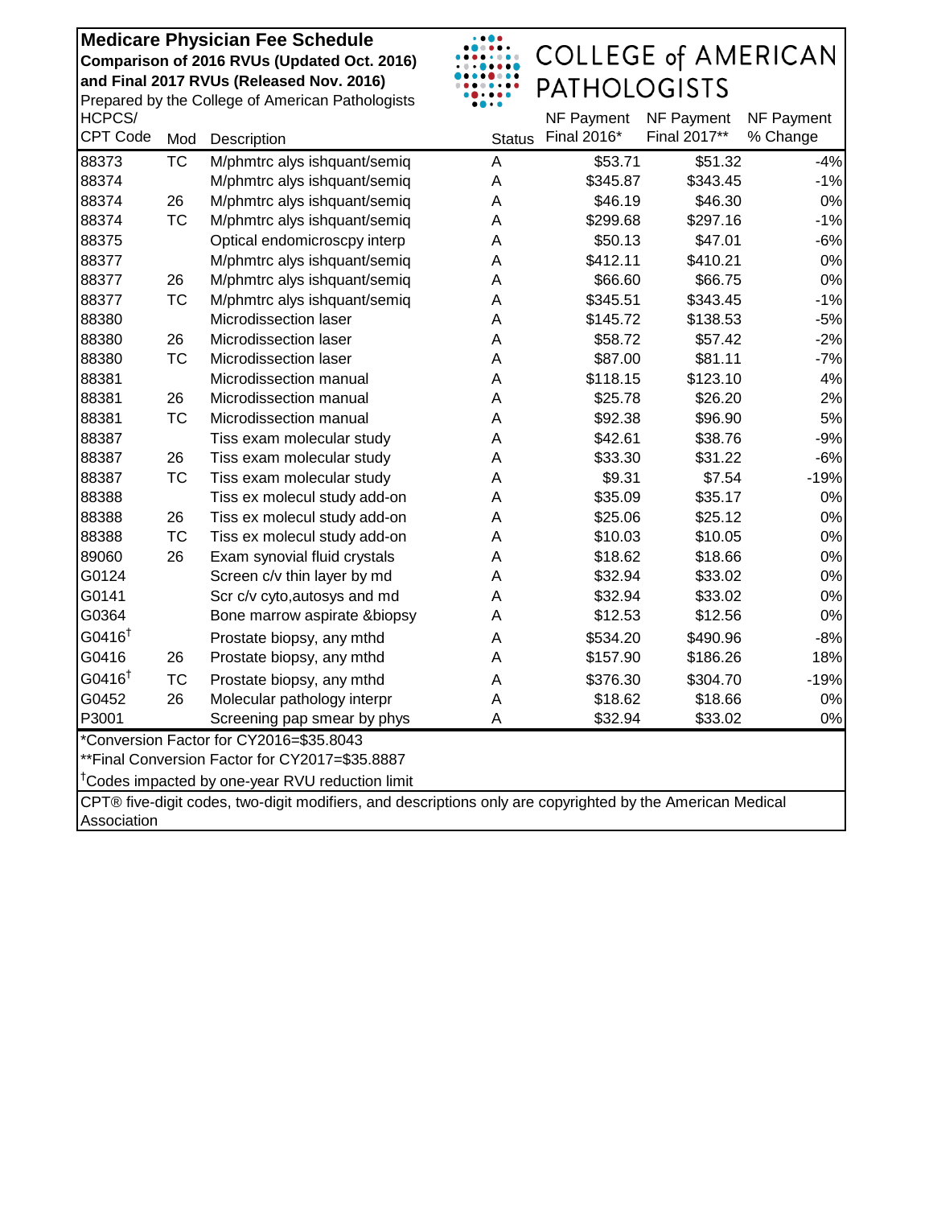**Medicare Physician Fee Schedule**
**Comparison of 2016 RVUs (Updated Oct. 2016) and Final 2017 RVUs (Released Nov. 2016)**
Prepared by the College of American Pathologists

COLLEGE of AMERICAN PATHOLOGISTS

| HCPCS/ CPT Code | Mod | Description | Status | NF Payment Final 2016* | NF Payment Final 2017** | NF Payment % Change |
|---|---|---|---|---|---|---|
| 88373 | TC | M/phmtrc alys ishquant/semiq | A | $53.71 | $51.32 | -4% |
| 88374 | | M/phmtrc alys ishquant/semiq | A | $345.87 | $343.45 | -1% |
| 88374 | 26 | M/phmtrc alys ishquant/semiq | A | $46.19 | $46.30 | 0% |
| 88374 | TC | M/phmtrc alys ishquant/semiq | A | $299.68 | $297.16 | -1% |
| 88375 | | Optical endomicroscpy interp | A | $50.13 | $47.01 | -6% |
| 88377 | | M/phmtrc alys ishquant/semiq | A | $412.11 | $410.21 | 0% |
| 88377 | 26 | M/phmtrc alys ishquant/semiq | A | $66.60 | $66.75 | 0% |
| 88377 | TC | M/phmtrc alys ishquant/semiq | A | $345.51 | $343.45 | -1% |
| 88380 | | Microdissection laser | A | $145.72 | $138.53 | -5% |
| 88380 | 26 | Microdissection laser | A | $58.72 | $57.42 | -2% |
| 88380 | TC | Microdissection laser | A | $87.00 | $81.11 | -7% |
| 88381 | | Microdissection manual | A | $118.15 | $123.10 | 4% |
| 88381 | 26 | Microdissection manual | A | $25.78 | $26.20 | 2% |
| 88381 | TC | Microdissection manual | A | $92.38 | $96.90 | 5% |
| 88387 | | Tiss exam molecular study | A | $42.61 | $38.76 | -9% |
| 88387 | 26 | Tiss exam molecular study | A | $33.30 | $31.22 | -6% |
| 88387 | TC | Tiss exam molecular study | A | $9.31 | $7.54 | -19% |
| 88388 | | Tiss ex molecul study add-on | A | $35.09 | $35.17 | 0% |
| 88388 | 26 | Tiss ex molecul study add-on | A | $25.06 | $25.12 | 0% |
| 88388 | TC | Tiss ex molecul study add-on | A | $10.03 | $10.05 | 0% |
| 89060 | 26 | Exam synovial fluid crystals | A | $18.62 | $18.66 | 0% |
| G0124 | | Screen c/v thin layer by md | A | $32.94 | $33.02 | 0% |
| G0141 | | Scr c/v cyto,autosys and md | A | $32.94 | $33.02 | 0% |
| G0364 | | Bone marrow aspirate &biopsy | A | $12.53 | $12.56 | 0% |
| G0416† | | Prostate biopsy, any mthd | A | $534.20 | $490.96 | -8% |
| G0416 | 26 | Prostate biopsy, any mthd | A | $157.90 | $186.26 | 18% |
| G0416† | TC | Prostate biopsy, any mthd | A | $376.30 | $304.70 | -19% |
| G0452 | 26 | Molecular pathology interpr | A | $18.62 | $18.66 | 0% |
| P3001 | | Screening pap smear by phys | A | $32.94 | $33.02 | 0% |

*Conversion Factor for CY2016=$35.8043

**Final Conversion Factor for CY2017=$35.8887

†Codes impacted by one-year RVU reduction limit

CPT® five-digit codes, two-digit modifiers, and descriptions only are copyrighted by the American Medical Association